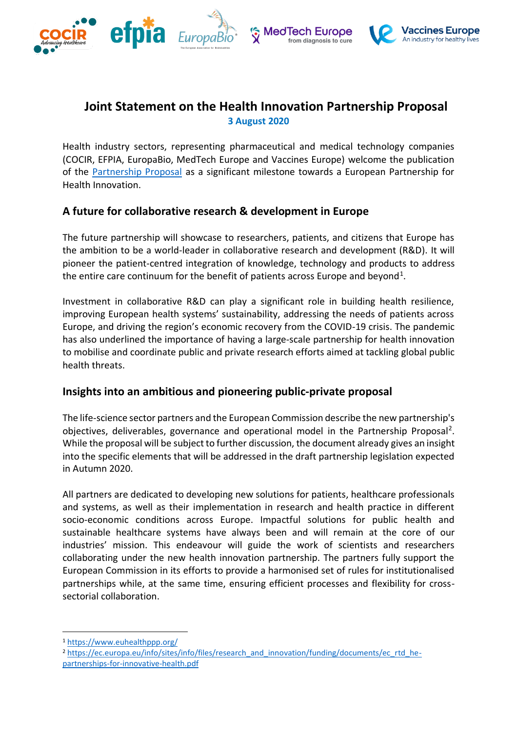# Joint Statement on the Health Innovation Partnership Proposal

**3 August 2020**

Health industry sectors, representing pharmaceutical and medical technology companies (COCIR, EFPIA, EuropaBio, MedTech Europe and Vaccines Europe) welcome the publication of the Partnership Proposal as a significant milestone towards a European Partnership for Health Innovation.

## A future for collaborative research & development in Europe

The future partnership will showcase to researchers, patients, and citizens that Europe has the ambition to be a world-leader in collaborative research and development (R&D). It will pioneer the patient-centred integration of knowledge, technology and products to address the entire care continuum for the benefit of patients across Europe and beyond[1].

Investment in collaborative R&D can play a significant role in building health resilience, improving European health systems' sustainability, addressing the needs of patients across Europe, and driving the region's economic recovery from the COVID-19 crisis. The pandemic has also underlined the importance of having a large-scale partnership for health innovation to mobilise and coordinate public and private research efforts aimed at tackling global public health threats.

## Insights into an ambitious and pioneering public-private proposal

The life-science sector partners and the European Commission describe the new partnership's objectives, deliverables, governance and operational model in the Partnership Proposal[2]. While the proposal will be subject to further discussion, the document already gives an insight into the specific elements that will be addressed in the draft partnership legislation expected in Autumn 2020.

All partners are dedicated to developing new solutions for patients, healthcare professionals and systems, as well as their implementation in research and health practice in different socio-economic conditions across Europe. Impactful solutions for public health and sustainable healthcare systems have always been and will remain at the core of our industries' mission. This endeavour will guide the work of scientists and researchers collaborating under the new health innovation partnership. The partners fully support the European Commission in its efforts to provide a harmonised set of rules for institutionalised partnerships while, at the same time, ensuring efficient processes and flexibility for cross-sectorial collaboration.

---

[1] https://www.euhealthppp.org/

[2] https://ec.europa.eu/info/sites/info/files/research_and_innovation/funding/documents/ec_rtd_he-partnerships-for-innovative-health.pdf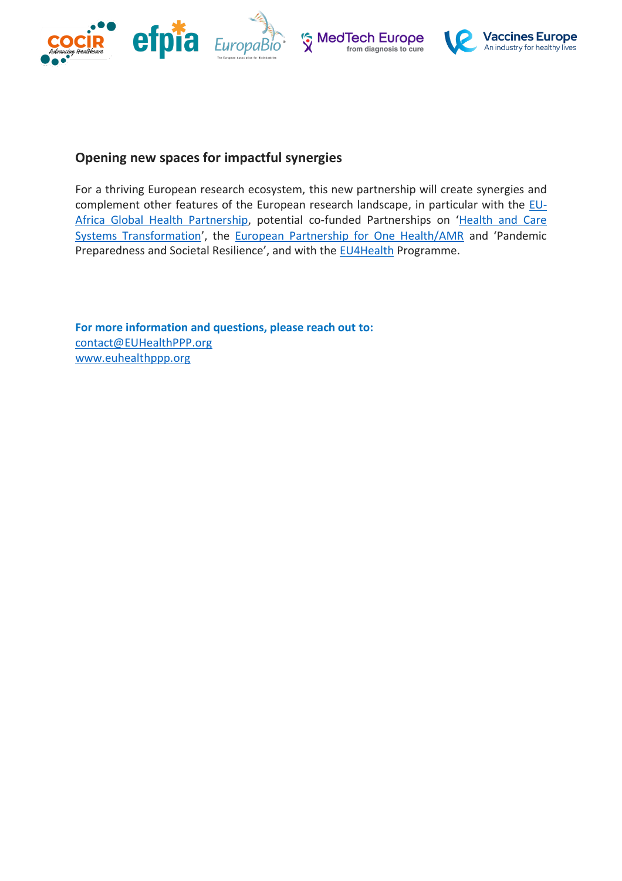## Opening new spaces for impactful synergies

For a thriving European research ecosystem, this new partnership will create synergies and complement other features of the European research landscape, in particular with the EU-Africa Global Health Partnership, potential co-funded Partnerships on 'Health and Care Systems Transformation', the European Partnership for One Health/AMR and 'Pandemic Preparedness and Societal Resilience', and with the EU4Health Programme.

**For more information and questions, please reach out to:**
contact@EUHealthPPP.org
www.euhealthppp.org